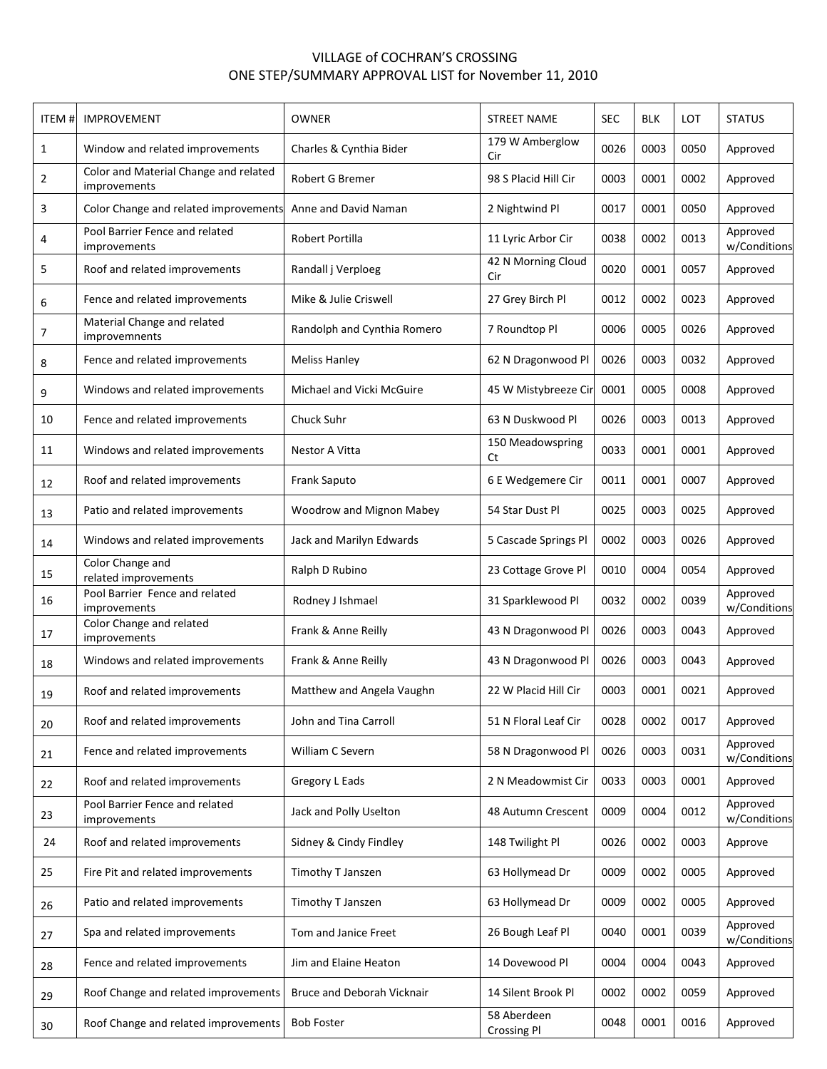VILLAGE of COCHRAN'S CROSSING

ONE STEP/SUMMARY APPROVAL LIST for November 11, 2010

| ITEM # | IMPROVEMENT | OWNER | STREET NAME | SEC | BLK | LOT | STATUS |
|---|---|---|---|---|---|---|---|
| 1 | Window and related improvements | Charles & Cynthia Bider | 179 W Amberglow Cir | 0026 | 0003 | 0050 | Approved |
| 2 | Color and Material Change and related improvements | Robert G Bremer | 98 S Placid Hill Cir | 0003 | 0001 | 0002 | Approved |
| 3 | Color Change and related improvements | Anne and David Naman | 2 Nightwind Pl | 0017 | 0001 | 0050 | Approved |
| 4 | Pool Barrier Fence and related improvements | Robert Portilla | 11 Lyric Arbor Cir | 0038 | 0002 | 0013 | Approved w/Conditions |
| 5 | Roof and related improvements | Randall j Verploeg | 42 N Morning Cloud Cir | 0020 | 0001 | 0057 | Approved |
| 6 | Fence and related improvements | Mike & Julie Criswell | 27 Grey Birch Pl | 0012 | 0002 | 0023 | Approved |
| 7 | Material Change and related improvemnents | Randolph and Cynthia Romero | 7 Roundtop Pl | 0006 | 0005 | 0026 | Approved |
| 8 | Fence and related improvements | Meliss Hanley | 62 N Dragonwood Pl | 0026 | 0003 | 0032 | Approved |
| 9 | Windows and related improvements | Michael and Vicki McGuire | 45 W Mistybreeze Cir | 0001 | 0005 | 0008 | Approved |
| 10 | Fence and related improvements | Chuck Suhr | 63 N Duskwood Pl | 0026 | 0003 | 0013 | Approved |
| 11 | Windows and related improvements | Nestor A Vitta | 150 Meadowspring Ct | 0033 | 0001 | 0001 | Approved |
| 12 | Roof and related improvements | Frank Saputo | 6 E Wedgemere Cir | 0011 | 0001 | 0007 | Approved |
| 13 | Patio and related improvements | Woodrow and Mignon Mabey | 54 Star Dust Pl | 0025 | 0003 | 0025 | Approved |
| 14 | Windows and related improvements | Jack and Marilyn Edwards | 5 Cascade Springs Pl | 0002 | 0003 | 0026 | Approved |
| 15 | Color Change and related improvements | Ralph D Rubino | 23 Cottage Grove Pl | 0010 | 0004 | 0054 | Approved |
| 16 | Pool Barrier Fence and related improvements | Rodney J Ishmael | 31 Sparklewood Pl | 0032 | 0002 | 0039 | Approved w/Conditions |
| 17 | Color Change and related improvements | Frank & Anne Reilly | 43 N Dragonwood Pl | 0026 | 0003 | 0043 | Approved |
| 18 | Windows and related improvements | Frank & Anne Reilly | 43 N Dragonwood Pl | 0026 | 0003 | 0043 | Approved |
| 19 | Roof and related improvements | Matthew and Angela Vaughn | 22 W Placid Hill Cir | 0003 | 0001 | 0021 | Approved |
| 20 | Roof and related improvements | John and Tina Carroll | 51 N Floral Leaf Cir | 0028 | 0002 | 0017 | Approved |
| 21 | Fence and related improvements | William C Severn | 58 N Dragonwood Pl | 0026 | 0003 | 0031 | Approved w/Conditions |
| 22 | Roof and related improvements | Gregory L Eads | 2 N Meadowmist Cir | 0033 | 0003 | 0001 | Approved |
| 23 | Pool Barrier Fence and related improvements | Jack and Polly Uselton | 48 Autumn Crescent | 0009 | 0004 | 0012 | Approved w/Conditions |
| 24 | Roof and related improvements | Sidney & Cindy Findley | 148 Twilight Pl | 0026 | 0002 | 0003 | Approve |
| 25 | Fire Pit and related improvements | Timothy T Janszen | 63 Hollymead Dr | 0009 | 0002 | 0005 | Approved |
| 26 | Patio and related improvements | Timothy T Janszen | 63 Hollymead Dr | 0009 | 0002 | 0005 | Approved |
| 27 | Spa and related improvements | Tom and Janice Freet | 26 Bough Leaf Pl | 0040 | 0001 | 0039 | Approved w/Conditions |
| 28 | Fence and related improvements | Jim and Elaine Heaton | 14 Dovewood Pl | 0004 | 0004 | 0043 | Approved |
| 29 | Roof Change and related improvements | Bruce and Deborah Vicknair | 14 Silent Brook Pl | 0002 | 0002 | 0059 | Approved |
| 30 | Roof Change and related improvements | Bob Foster | 58 Aberdeen Crossing Pl | 0048 | 0001 | 0016 | Approved |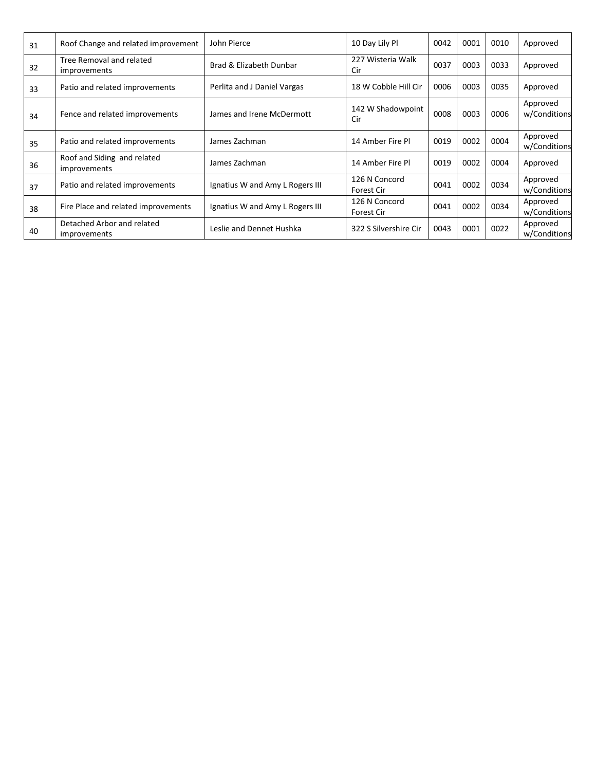| | | | | | | | |
|---|---|---|---|---|---|---|---|
| 31 | Roof Change and related improvement | John Pierce | 10 Day Lily Pl | 0042 | 0001 | 0010 | Approved |
| 32 | Tree Removal and related improvements | Brad & Elizabeth Dunbar | 227 Wisteria Walk Cir | 0037 | 0003 | 0033 | Approved |
| 33 | Patio and related improvements | Perlita and J Daniel Vargas | 18 W Cobble Hill Cir | 0006 | 0003 | 0035 | Approved |
| 34 | Fence and related improvements | James and Irene McDermott | 142 W Shadowpoint Cir | 0008 | 0003 | 0006 | Approved w/Conditions |
| 35 | Patio and related improvements | James Zachman | 14 Amber Fire Pl | 0019 | 0002 | 0004 | Approved w/Conditions |
| 36 | Roof and Siding and related improvements | James Zachman | 14 Amber Fire Pl | 0019 | 0002 | 0004 | Approved |
| 37 | Patio and related improvements | Ignatius W and Amy L Rogers III | 126 N Concord Forest Cir | 0041 | 0002 | 0034 | Approved w/Conditions |
| 38 | Fire Place and related improvements | Ignatius W and Amy L Rogers III | 126 N Concord Forest Cir | 0041 | 0002 | 0034 | Approved w/Conditions |
| 40 | Detached Arbor and related improvements | Leslie and Dennet Hushka | 322 S Silvershire Cir | 0043 | 0001 | 0022 | Approved w/Conditions |